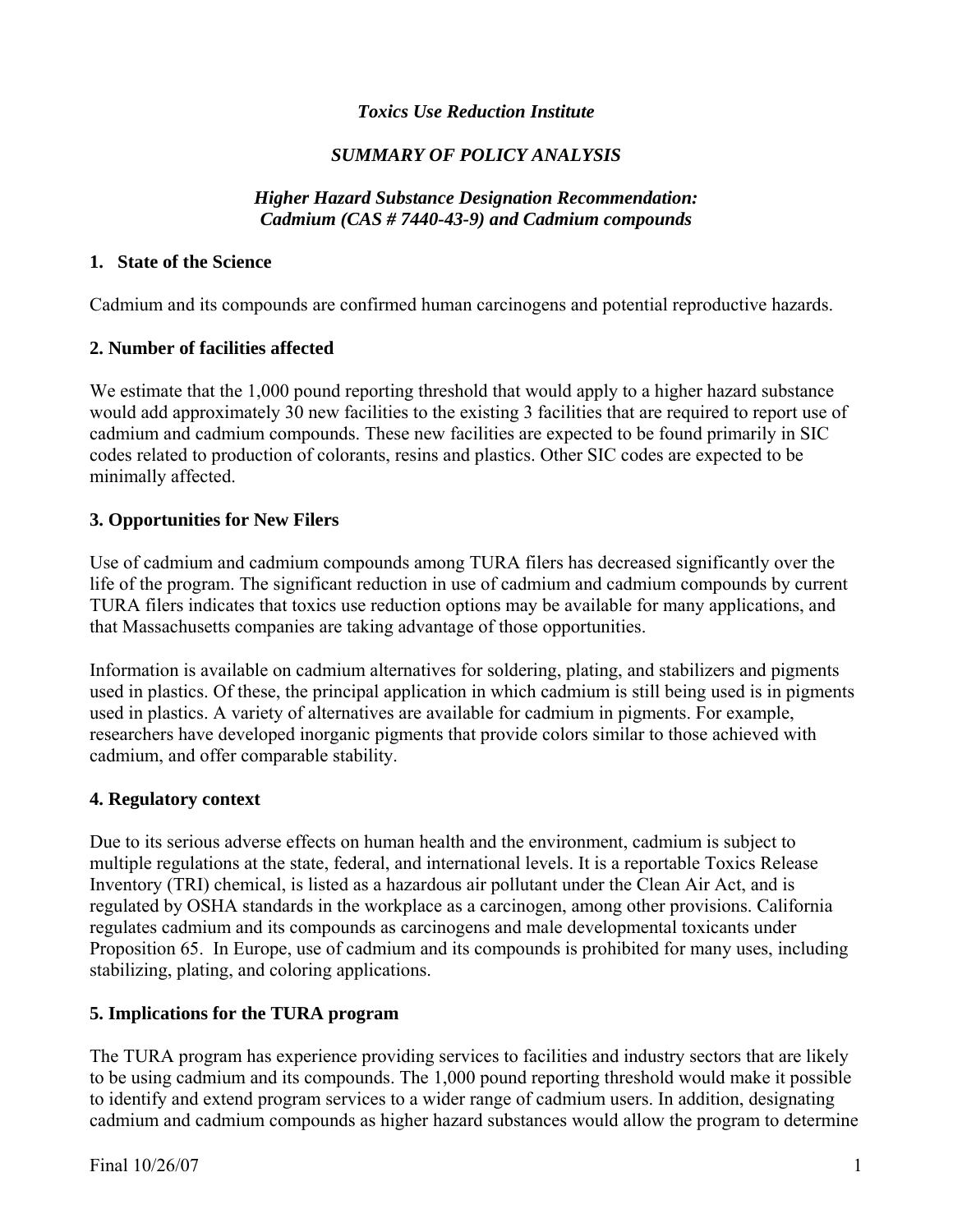*Toxics Use Reduction Institute*

*SUMMARY OF POLICY ANALYSIS*

*Higher Hazard Substance Designation Recommendation: Cadmium (CAS # 7440-43-9) and Cadmium compounds*

## 1. State of the Science

Cadmium and its compounds are confirmed human carcinogens and potential reproductive hazards.

## 2. Number of facilities affected

We estimate that the 1,000 pound reporting threshold that would apply to a higher hazard substance would add approximately 30 new facilities to the existing 3 facilities that are required to report use of cadmium and cadmium compounds. These new facilities are expected to be found primarily in SIC codes related to production of colorants, resins and plastics. Other SIC codes are expected to be minimally affected.

## 3. Opportunities for New Filers

Use of cadmium and cadmium compounds among TURA filers has decreased significantly over the life of the program. The significant reduction in use of cadmium and cadmium compounds by current TURA filers indicates that toxics use reduction options may be available for many applications, and that Massachusetts companies are taking advantage of those opportunities.

Information is available on cadmium alternatives for soldering, plating, and stabilizers and pigments used in plastics. Of these, the principal application in which cadmium is still being used is in pigments used in plastics. A variety of alternatives are available for cadmium in pigments. For example, researchers have developed inorganic pigments that provide colors similar to those achieved with cadmium, and offer comparable stability.

## 4. Regulatory context

Due to its serious adverse effects on human health and the environment, cadmium is subject to multiple regulations at the state, federal, and international levels. It is a reportable Toxics Release Inventory (TRI) chemical, is listed as a hazardous air pollutant under the Clean Air Act, and is regulated by OSHA standards in the workplace as a carcinogen, among other provisions. California regulates cadmium and its compounds as carcinogens and male developmental toxicants under Proposition 65. In Europe, use of cadmium and its compounds is prohibited for many uses, including stabilizing, plating, and coloring applications.

## 5. Implications for the TURA program

The TURA program has experience providing services to facilities and industry sectors that are likely to be using cadmium and its compounds. The 1,000 pound reporting threshold would make it possible to identify and extend program services to a wider range of cadmium users. In addition, designating cadmium and cadmium compounds as higher hazard substances would allow the program to determine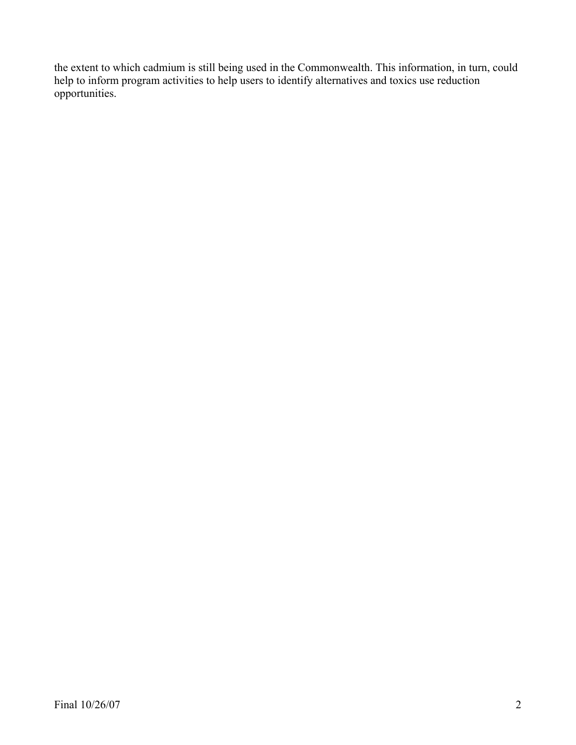the extent to which cadmium is still being used in the Commonwealth. This information, in turn, could help to inform program activities to help users to identify alternatives and toxics use reduction opportunities.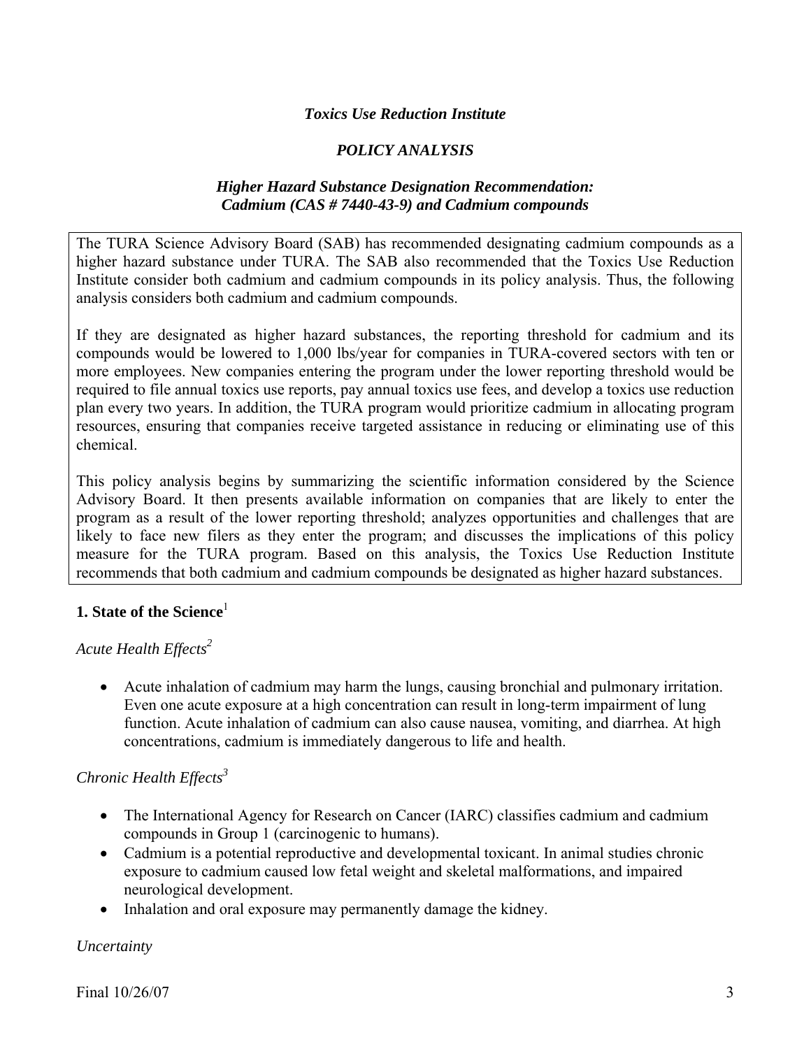*Toxics Use Reduction Institute*

*POLICY ANALYSIS*

*Higher Hazard Substance Designation Recommendation:*
*Cadmium (CAS # 7440-43-9) and Cadmium compounds*

The TURA Science Advisory Board (SAB) has recommended designating cadmium compounds as a higher hazard substance under TURA. The SAB also recommended that the Toxics Use Reduction Institute consider both cadmium and cadmium compounds in its policy analysis. Thus, the following analysis considers both cadmium and cadmium compounds.

If they are designated as higher hazard substances, the reporting threshold for cadmium and its compounds would be lowered to 1,000 lbs/year for companies in TURA-covered sectors with ten or more employees. New companies entering the program under the lower reporting threshold would be required to file annual toxics use reports, pay annual toxics use fees, and develop a toxics use reduction plan every two years. In addition, the TURA program would prioritize cadmium in allocating program resources, ensuring that companies receive targeted assistance in reducing or eliminating use of this chemical.

This policy analysis begins by summarizing the scientific information considered by the Science Advisory Board. It then presents available information on companies that are likely to enter the program as a result of the lower reporting threshold; analyzes opportunities and challenges that are likely to face new filers as they enter the program; and discusses the implications of this policy measure for the TURA program. Based on this analysis, the Toxics Use Reduction Institute recommends that both cadmium and cadmium compounds be designated as higher hazard substances.

## 1. State of the Science[1]

*Acute Health Effects[2]*

- Acute inhalation of cadmium may harm the lungs, causing bronchial and pulmonary irritation. Even one acute exposure at a high concentration can result in long-term impairment of lung function. Acute inhalation of cadmium can also cause nausea, vomiting, and diarrhea. At high concentrations, cadmium is immediately dangerous to life and health.

*Chronic Health Effects[3]*

- The International Agency for Research on Cancer (IARC) classifies cadmium and cadmium compounds in Group 1 (carcinogenic to humans).
- Cadmium is a potential reproductive and developmental toxicant. In animal studies chronic exposure to cadmium caused low fetal weight and skeletal malformations, and impaired neurological development.
- Inhalation and oral exposure may permanently damage the kidney.

*Uncertainty*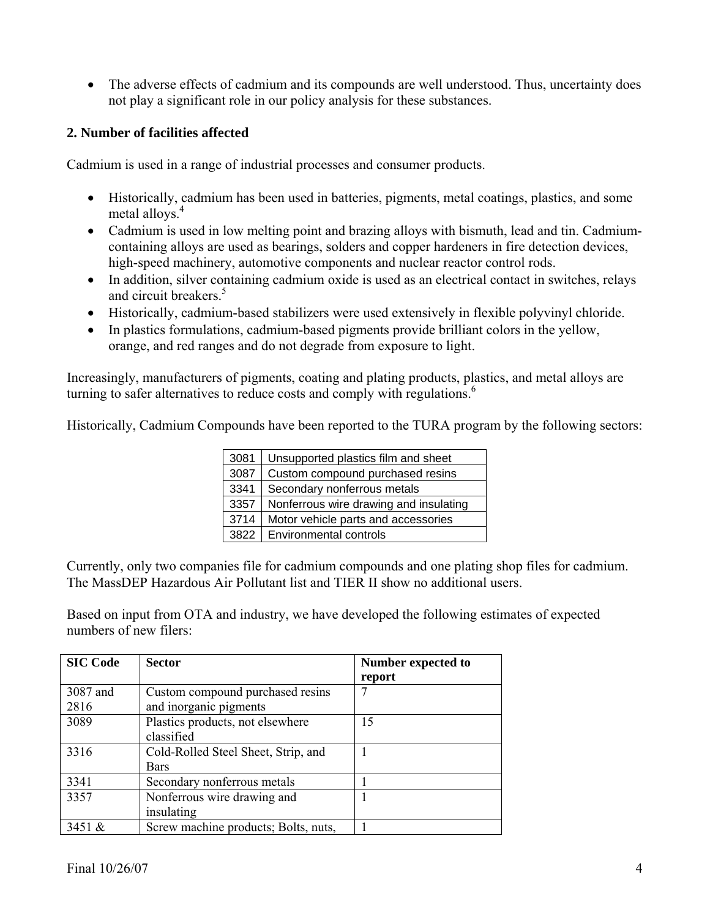- The adverse effects of cadmium and its compounds are well understood. Thus, uncertainty does not play a significant role in our policy analysis for these substances.

**2. Number of facilities affected**

Cadmium is used in a range of industrial processes and consumer products.

- Historically, cadmium has been used in batteries, pigments, metal coatings, plastics, and some metal alloys.[4]
- Cadmium is used in low melting point and brazing alloys with bismuth, lead and tin. Cadmium-containing alloys are used as bearings, solders and copper hardeners in fire detection devices, high-speed machinery, automotive components and nuclear reactor control rods.
- In addition, silver containing cadmium oxide is used as an electrical contact in switches, relays and circuit breakers.[5]
- Historically, cadmium-based stabilizers were used extensively in flexible polyvinyl chloride.
- In plastics formulations, cadmium-based pigments provide brilliant colors in the yellow, orange, and red ranges and do not degrade from exposure to light.

Increasingly, manufacturers of pigments, coating and plating products, plastics, and metal alloys are turning to safer alternatives to reduce costs and comply with regulations.[6]

Historically, Cadmium Compounds have been reported to the TURA program by the following sectors:

| | |
|---|---|
| 3081 | Unsupported plastics film and sheet |
| 3087 | Custom compound purchased resins |
| 3341 | Secondary nonferrous metals |
| 3357 | Nonferrous wire drawing and insulating |
| 3714 | Motor vehicle parts and accessories |
| 3822 | Environmental controls |

Currently, only two companies file for cadmium compounds and one plating shop files for cadmium. The MassDEP Hazardous Air Pollutant list and TIER II show no additional users.

Based on input from OTA and industry, we have developed the following estimates of expected numbers of new filers:

| SIC Code | Sector | Number expected to report |
|---|---|---|
| 3087 and 2816 | Custom compound purchased resins and inorganic pigments | 7 |
| 3089 | Plastics products, not elsewhere classified | 15 |
| 3316 | Cold-Rolled Steel Sheet, Strip, and Bars | 1 |
| 3341 | Secondary nonferrous metals | 1 |
| 3357 | Nonferrous wire drawing and insulating | 1 |
| 3451 & | Screw machine products; Bolts, nuts, | 1 |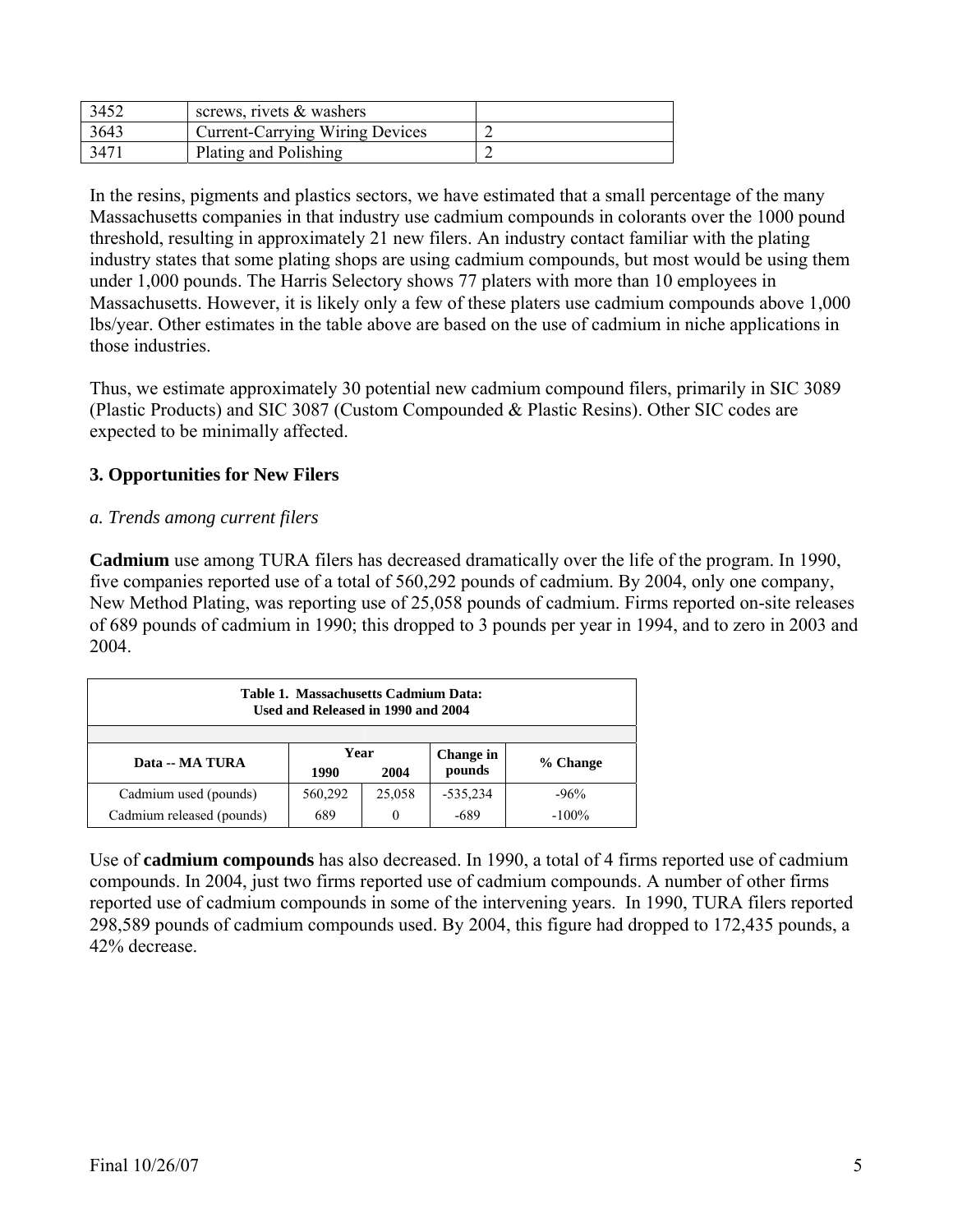| 3452 | screws, rivets & washers | |
|---|---|---|
| 3643 | Current-Carrying Wiring Devices | 2 |
| 3471 | Plating and Polishing | 2 |

In the resins, pigments and plastics sectors, we have estimated that a small percentage of the many Massachusetts companies in that industry use cadmium compounds in colorants over the 1000 pound threshold, resulting in approximately 21 new filers. An industry contact familiar with the plating industry states that some plating shops are using cadmium compounds, but most would be using them under 1,000 pounds. The Harris Selectory shows 77 platers with more than 10 employees in Massachusetts. However, it is likely only a few of these platers use cadmium compounds above 1,000 lbs/year. Other estimates in the table above are based on the use of cadmium in niche applications in those industries.

Thus, we estimate approximately 30 potential new cadmium compound filers, primarily in SIC 3089 (Plastic Products) and SIC 3087 (Custom Compounded & Plastic Resins). Other SIC codes are expected to be minimally affected.

## 3. Opportunities for New Filers

### *a. Trends among current filers*

**Cadmium** use among TURA filers has decreased dramatically over the life of the program. In 1990, five companies reported use of a total of 560,292 pounds of cadmium. By 2004, only one company, New Method Plating, was reporting use of 25,058 pounds of cadmium. Firms reported on-site releases of 689 pounds of cadmium in 1990; this dropped to 3 pounds per year in 1994, and to zero in 2003 and 2004.

**Table 1. Massachusetts Cadmium Data: Used and Released in 1990 and 2004**

| Data -- MA TURA | Year 1990 | Year 2004 | Change in pounds | % Change |
|---|---|---|---|---|
| Cadmium used (pounds) | 560,292 | 25,058 | -535,234 | -96% |
| Cadmium released (pounds) | 689 | 0 | -689 | -100% |

Use of **cadmium compounds** has also decreased. In 1990, a total of 4 firms reported use of cadmium compounds. In 2004, just two firms reported use of cadmium compounds. A number of other firms reported use of cadmium compounds in some of the intervening years. In 1990, TURA filers reported 298,589 pounds of cadmium compounds used. By 2004, this figure had dropped to 172,435 pounds, a 42% decrease.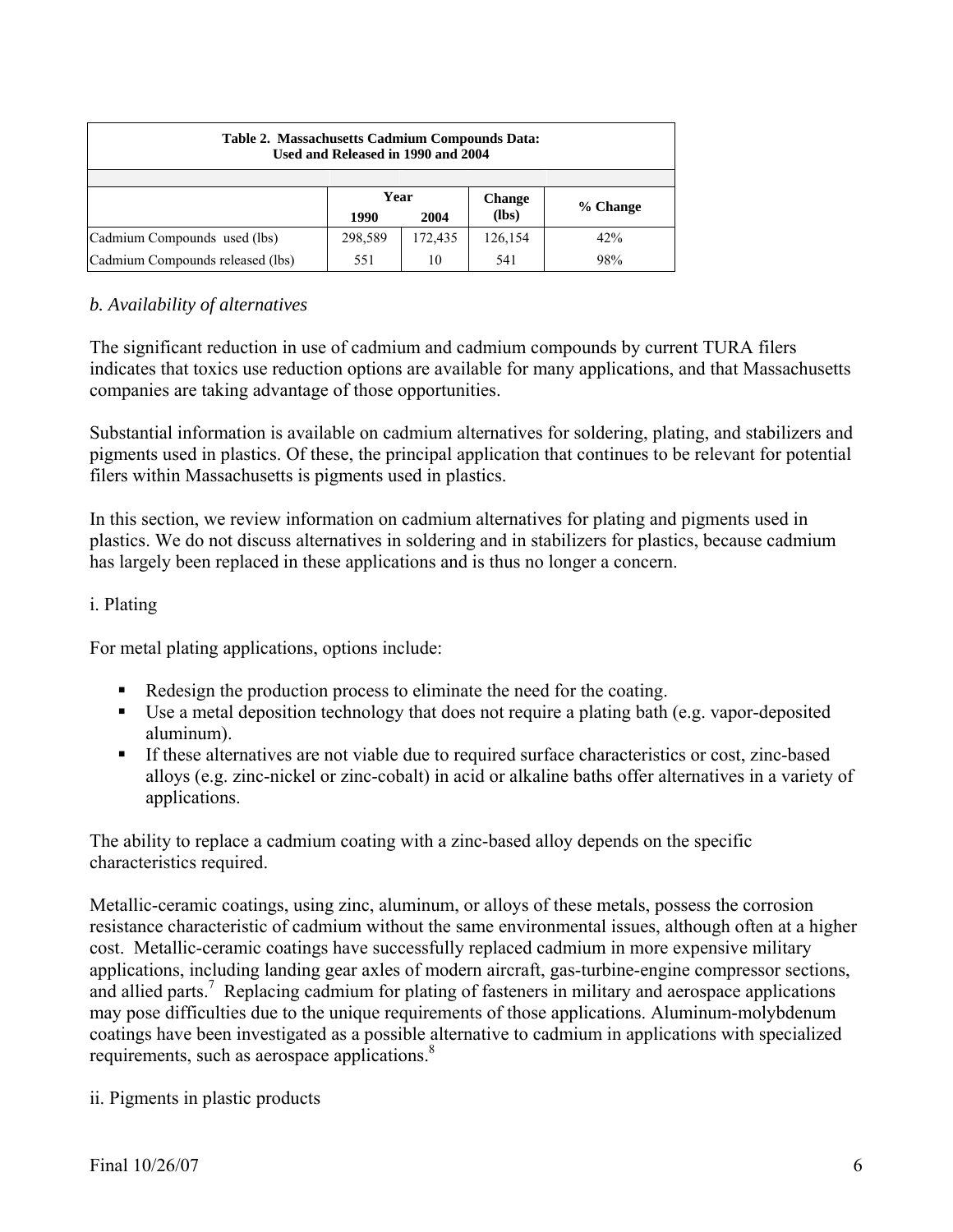**Table 2. Massachusetts Cadmium Compounds Data: Used and Released in 1990 and 2004**

| | Year | | Change (lbs) | % Change |
|---|---|---|---|---|
| | 1990 | 2004 | | |
| Cadmium Compounds used (lbs) | 298,589 | 172,435 | 126,154 | 42% |
| Cadmium Compounds released (lbs) | 551 | 10 | 541 | 98% |

*b. Availability of alternatives*

The significant reduction in use of cadmium and cadmium compounds by current TURA filers indicates that toxics use reduction options are available for many applications, and that Massachusetts companies are taking advantage of those opportunities.

Substantial information is available on cadmium alternatives for soldering, plating, and stabilizers and pigments used in plastics. Of these, the principal application that continues to be relevant for potential filers within Massachusetts is pigments used in plastics.

In this section, we review information on cadmium alternatives for plating and pigments used in plastics. We do not discuss alternatives in soldering and in stabilizers for plastics, because cadmium has largely been replaced in these applications and is thus no longer a concern.

i. Plating

For metal plating applications, options include:

- Redesign the production process to eliminate the need for the coating.
- Use a metal deposition technology that does not require a plating bath (e.g. vapor-deposited aluminum).
- If these alternatives are not viable due to required surface characteristics or cost, zinc-based alloys (e.g. zinc-nickel or zinc-cobalt) in acid or alkaline baths offer alternatives in a variety of applications.

The ability to replace a cadmium coating with a zinc-based alloy depends on the specific characteristics required.

Metallic-ceramic coatings, using zinc, aluminum, or alloys of these metals, possess the corrosion resistance characteristic of cadmium without the same environmental issues, although often at a higher cost. Metallic-ceramic coatings have successfully replaced cadmium in more expensive military applications, including landing gear axles of modern aircraft, gas-turbine-engine compressor sections, and allied parts.[7] Replacing cadmium for plating of fasteners in military and aerospace applications may pose difficulties due to the unique requirements of those applications. Aluminum-molybdenum coatings have been investigated as a possible alternative to cadmium in applications with specialized requirements, such as aerospace applications.[8]

ii. Pigments in plastic products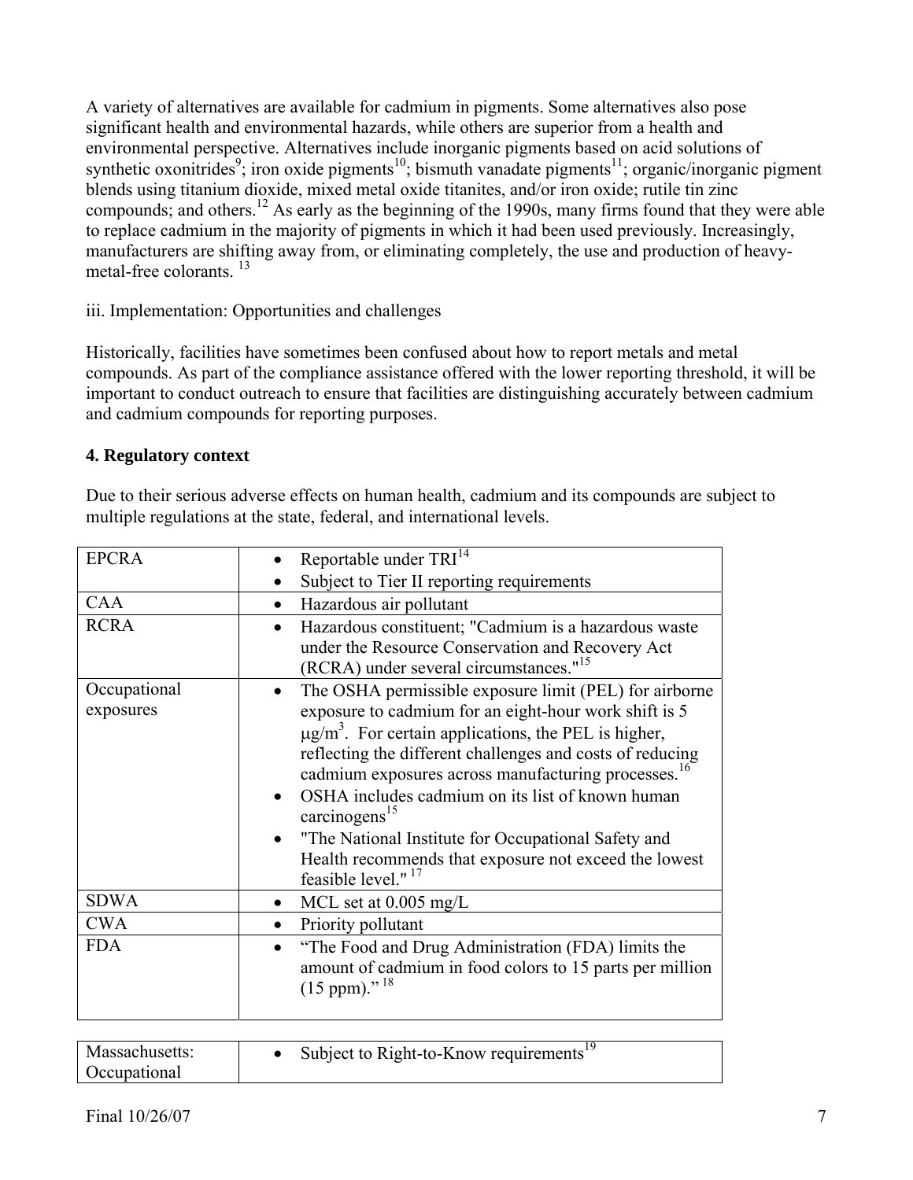A variety of alternatives are available for cadmium in pigments. Some alternatives also pose significant health and environmental hazards, while others are superior from a health and environmental perspective. Alternatives include inorganic pigments based on acid solutions of synthetic oxonitrides[9]; iron oxide pigments[10]; bismuth vanadate pigments[11]; organic/inorganic pigment blends using titanium dioxide, mixed metal oxide titanites, and/or iron oxide; rutile tin zinc compounds; and others.[12] As early as the beginning of the 1990s, many firms found that they were able to replace cadmium in the majority of pigments in which it had been used previously. Increasingly, manufacturers are shifting away from, or eliminating completely, the use and production of heavy-metal-free colorants. [13]

iii. Implementation: Opportunities and challenges

Historically, facilities have sometimes been confused about how to report metals and metal compounds. As part of the compliance assistance offered with the lower reporting threshold, it will be important to conduct outreach to ensure that facilities are distinguishing accurately between cadmium and cadmium compounds for reporting purposes.

**4. Regulatory context**

Due to their serious adverse effects on human health, cadmium and its compounds are subject to multiple regulations at the state, federal, and international levels.

| | |
|---|---|
| EPCRA | • Reportable under TRI[14]<br>• Subject to Tier II reporting requirements |
| CAA | • Hazardous air pollutant |
| RCRA | • Hazardous constituent; "Cadmium is a hazardous waste under the Resource Conservation and Recovery Act (RCRA) under several circumstances."[15] |
| Occupational exposures | • The OSHA permissible exposure limit (PEL) for airborne exposure to cadmium for an eight-hour work shift is 5 $\mu g/m^3$. For certain applications, the PEL is higher, reflecting the different challenges and costs of reducing cadmium exposures across manufacturing processes.[16]<br>• OSHA includes cadmium on its list of known human carcinogens[15]<br>• "The National Institute for Occupational Safety and Health recommends that exposure not exceed the lowest feasible level." [17] |
| SDWA | • MCL set at 0.005 mg/L |
| CWA | • Priority pollutant |
| FDA | • "The Food and Drug Administration (FDA) limits the amount of cadmium in food colors to 15 parts per million (15 ppm)." [18] |

| | |
|---|---|
| Massachusetts: Occupational | • Subject to Right-to-Know requirements[19] |

Final 10/26/07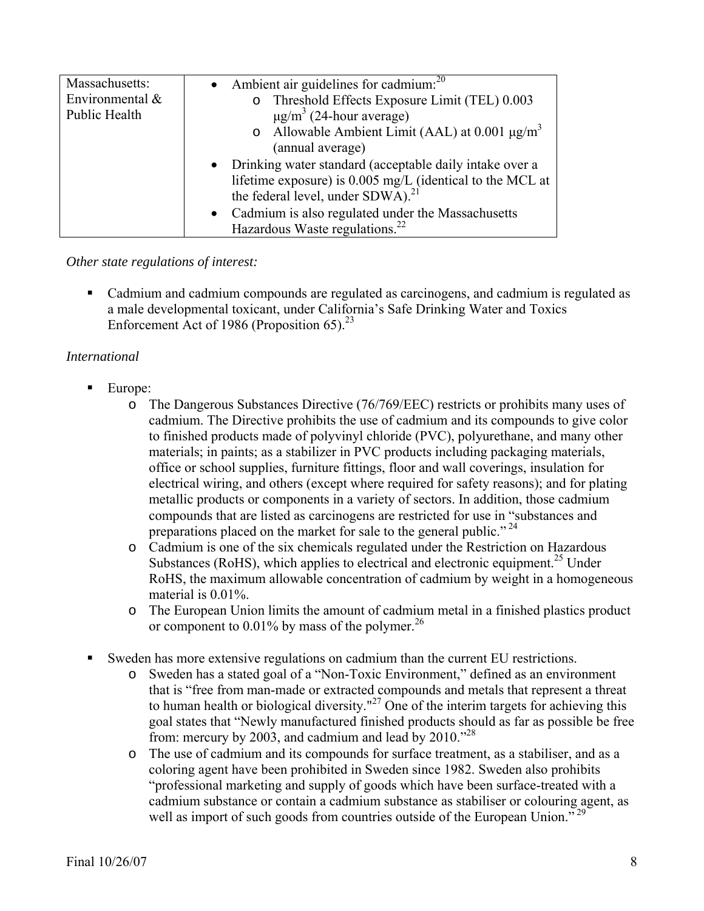| Massachusetts: Environmental & Public Health | • Ambient air guidelines for cadmium:[20]<br>  o Threshold Effects Exposure Limit (TEL) 0.003 $\mu g/m^3$ (24-hour average)<br>  o Allowable Ambient Limit (AAL) at 0.001 $\mu g/m^3$ (annual average)<br>• Drinking water standard (acceptable daily intake over a lifetime exposure) is 0.005 mg/L (identical to the MCL at the federal level, under SDWA).[21]<br>• Cadmium is also regulated under the Massachusetts Hazardous Waste regulations.[22] |
|---|---|

*Other state regulations of interest:*

- Cadmium and cadmium compounds are regulated as carcinogens, and cadmium is regulated as a male developmental toxicant, under California's Safe Drinking Water and Toxics Enforcement Act of 1986 (Proposition 65).[23]

*International*

- Europe:
  - The Dangerous Substances Directive (76/769/EEC) restricts or prohibits many uses of cadmium. The Directive prohibits the use of cadmium and its compounds to give color to finished products made of polyvinyl chloride (PVC), polyurethane, and many other materials; in paints; as a stabilizer in PVC products including packaging materials, office or school supplies, furniture fittings, floor and wall coverings, insulation for electrical wiring, and others (except where required for safety reasons); and for plating metallic products or components in a variety of sectors. In addition, those cadmium compounds that are listed as carcinogens are restricted for use in "substances and preparations placed on the market for sale to the general public."[24]
  - Cadmium is one of the six chemicals regulated under the Restriction on Hazardous Substances (RoHS), which applies to electrical and electronic equipment.[25] Under RoHS, the maximum allowable concentration of cadmium by weight in a homogeneous material is 0.01%.
  - The European Union limits the amount of cadmium metal in a finished plastics product or component to 0.01% by mass of the polymer.[26]

- Sweden has more extensive regulations on cadmium than the current EU restrictions.
  - Sweden has a stated goal of a "Non-Toxic Environment," defined as an environment that is "free from man-made or extracted compounds and metals that represent a threat to human health or biological diversity."[27] One of the interim targets for achieving this goal states that "Newly manufactured finished products should as far as possible be free from: mercury by 2003, and cadmium and lead by 2010."[28]
  - The use of cadmium and its compounds for surface treatment, as a stabiliser, and as a coloring agent have been prohibited in Sweden since 1982. Sweden also prohibits "professional marketing and supply of goods which have been surface-treated with a cadmium substance or contain a cadmium substance as stabiliser or colouring agent, as well as import of such goods from countries outside of the European Union."[29]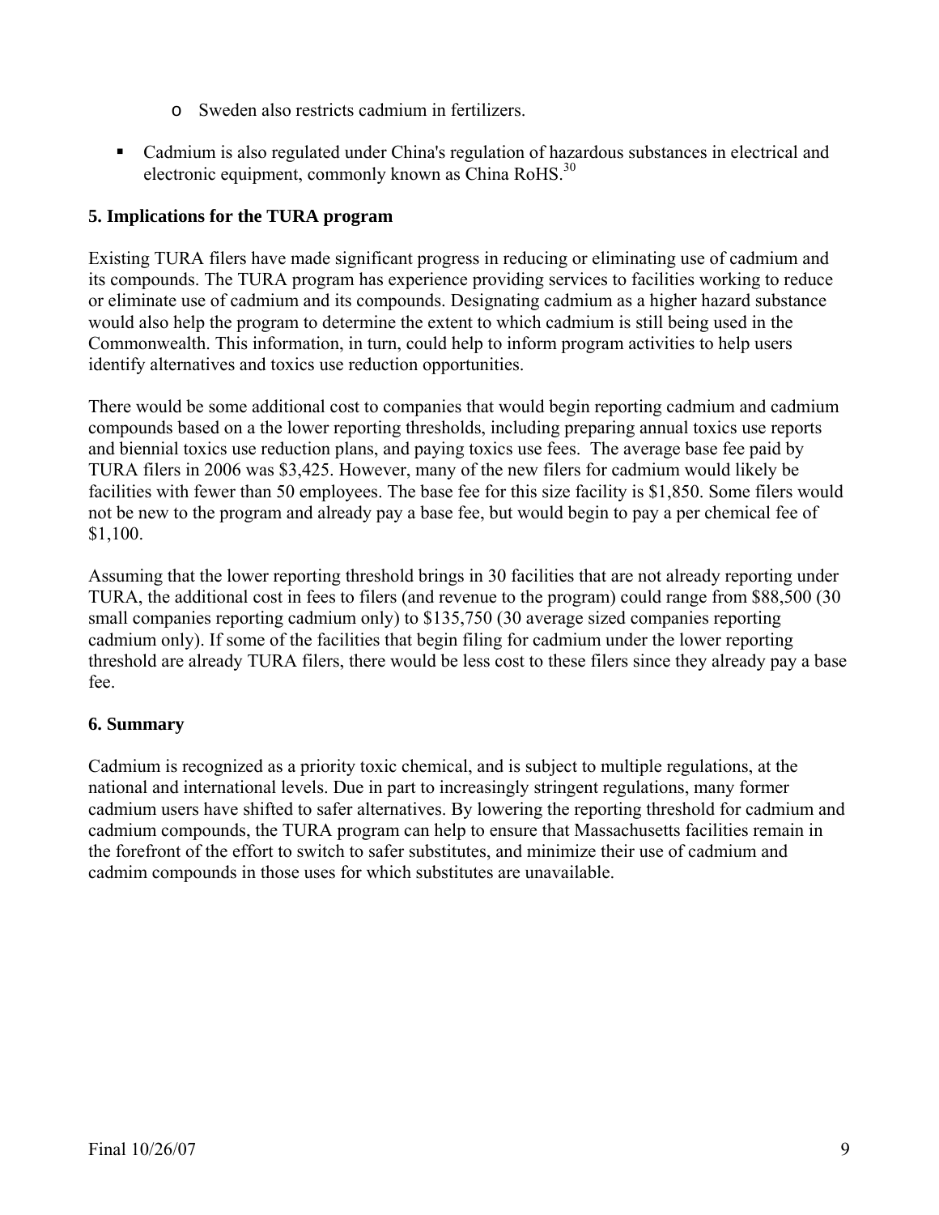- Sweden also restricts cadmium in fertilizers.

- Cadmium is also regulated under China's regulation of hazardous substances in electrical and electronic equipment, commonly known as China RoHS.[30]

## 5. Implications for the TURA program

Existing TURA filers have made significant progress in reducing or eliminating use of cadmium and its compounds. The TURA program has experience providing services to facilities working to reduce or eliminate use of cadmium and its compounds. Designating cadmium as a higher hazard substance would also help the program to determine the extent to which cadmium is still being used in the Commonwealth. This information, in turn, could help to inform program activities to help users identify alternatives and toxics use reduction opportunities.

There would be some additional cost to companies that would begin reporting cadmium and cadmium compounds based on a the lower reporting thresholds, including preparing annual toxics use reports and biennial toxics use reduction plans, and paying toxics use fees. The average base fee paid by TURA filers in 2006 was $3,425. However, many of the new filers for cadmium would likely be facilities with fewer than 50 employees. The base fee for this size facility is $1,850. Some filers would not be new to the program and already pay a base fee, but would begin to pay a per chemical fee of $1,100.

Assuming that the lower reporting threshold brings in 30 facilities that are not already reporting under TURA, the additional cost in fees to filers (and revenue to the program) could range from $88,500 (30 small companies reporting cadmium only) to $135,750 (30 average sized companies reporting cadmium only). If some of the facilities that begin filing for cadmium under the lower reporting threshold are already TURA filers, there would be less cost to these filers since they already pay a base fee.

## 6. Summary

Cadmium is recognized as a priority toxic chemical, and is subject to multiple regulations, at the national and international levels. Due in part to increasingly stringent regulations, many former cadmium users have shifted to safer alternatives. By lowering the reporting threshold for cadmium and cadmium compounds, the TURA program can help to ensure that Massachusetts facilities remain in the forefront of the effort to switch to safer substitutes, and minimize their use of cadmium and cadmim compounds in those uses for which substitutes are unavailable.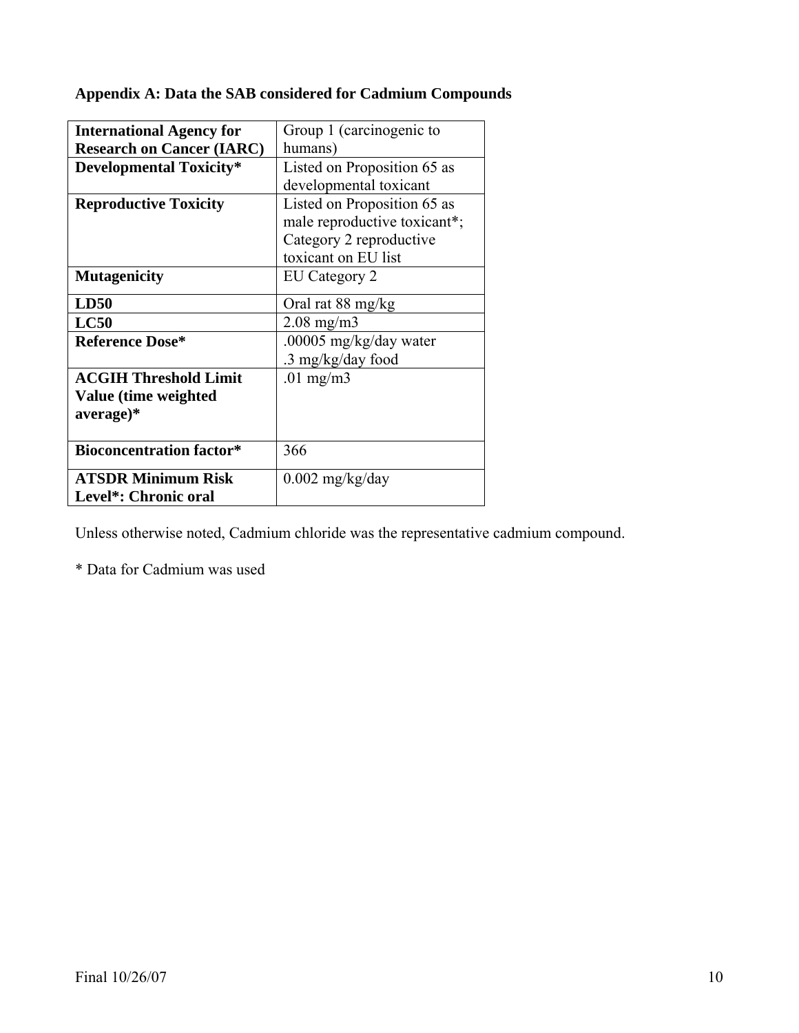## Appendix A: Data the SAB considered for Cadmium Compounds

| | |
|---|---|
| **International Agency for Research on Cancer (IARC)** | Group 1 (carcinogenic to humans) |
| **Developmental Toxicity*** | Listed on Proposition 65 as developmental toxicant |
| **Reproductive Toxicity** | Listed on Proposition 65 as male reproductive toxicant*; Category 2 reproductive toxicant on EU list |
| **Mutagenicity** | EU Category 2 |
| **LD50** | Oral rat 88 mg/kg |
| **LC50** | 2.08 mg/m3 |
| **Reference Dose*** | .00005 mg/kg/day water<br>.3 mg/kg/day food |
| **ACGIH Threshold Limit Value (time weighted average)*** | .01 mg/m3 |
| **Bioconcentration factor*** | 366 |
| **ATSDR Minimum Risk Level*: Chronic oral** | 0.002 mg/kg/day |

Unless otherwise noted, Cadmium chloride was the representative cadmium compound.

* Data for Cadmium was used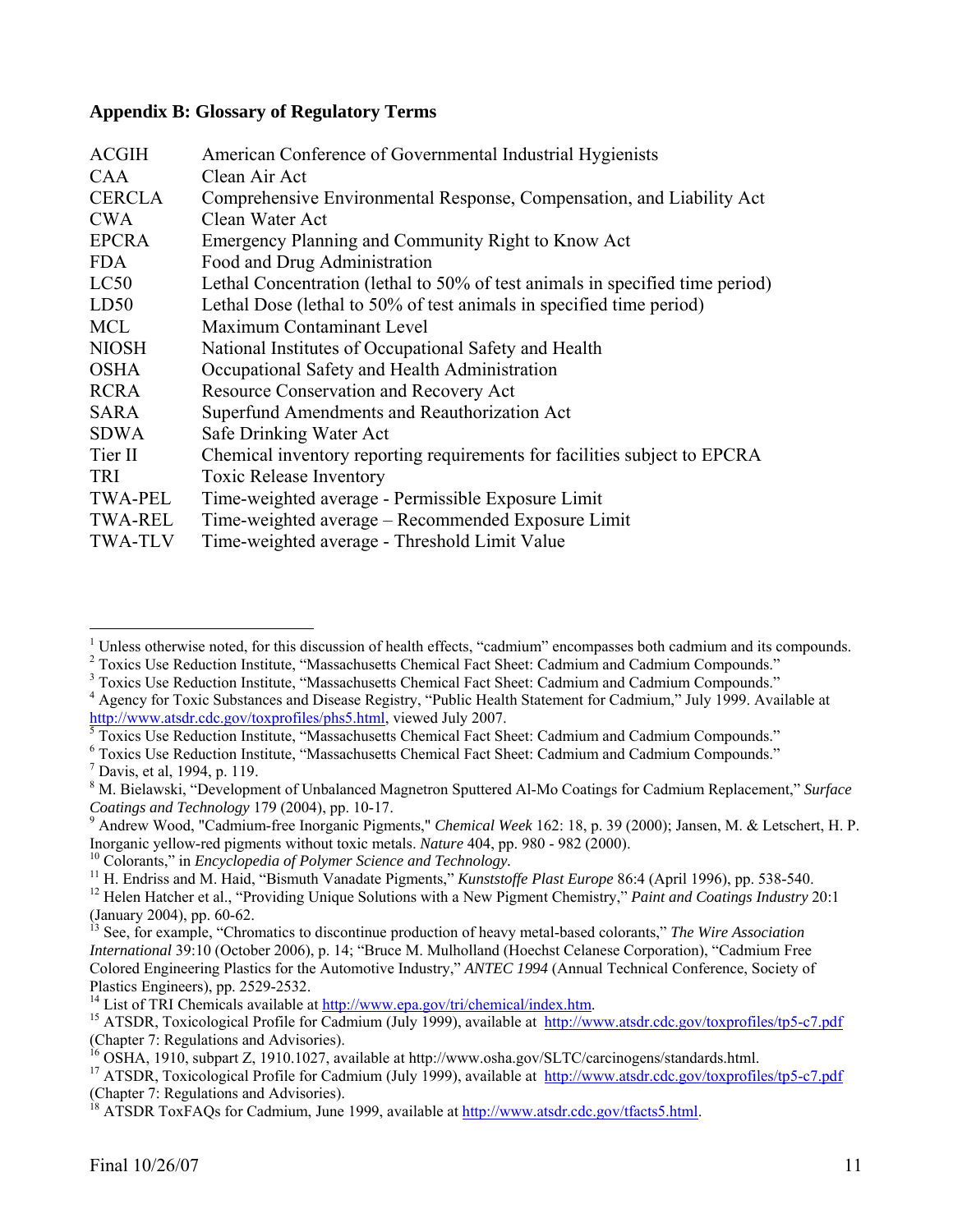## Appendix B: Glossary of Regulatory Terms

| | |
|---|---|
| ACGIH | American Conference of Governmental Industrial Hygienists |
| CAA | Clean Air Act |
| CERCLA | Comprehensive Environmental Response, Compensation, and Liability Act |
| CWA | Clean Water Act |
| EPCRA | Emergency Planning and Community Right to Know Act |
| FDA | Food and Drug Administration |
| LC50 | Lethal Concentration (lethal to 50% of test animals in specified time period) |
| LD50 | Lethal Dose (lethal to 50% of test animals in specified time period) |
| MCL | Maximum Contaminant Level |
| NIOSH | National Institutes of Occupational Safety and Health |
| OSHA | Occupational Safety and Health Administration |
| RCRA | Resource Conservation and Recovery Act |
| SARA | Superfund Amendments and Reauthorization Act |
| SDWA | Safe Drinking Water Act |
| Tier II | Chemical inventory reporting requirements for facilities subject to EPCRA |
| TRI | Toxic Release Inventory |
| TWA-PEL | Time-weighted average - Permissible Exposure Limit |
| TWA-REL | Time-weighted average – Recommended Exposure Limit |
| TWA-TLV | Time-weighted average - Threshold Limit Value |

---

[1] Unless otherwise noted, for this discussion of health effects, "cadmium" encompasses both cadmium and its compounds.
[2] Toxics Use Reduction Institute, "Massachusetts Chemical Fact Sheet: Cadmium and Cadmium Compounds."
[3] Toxics Use Reduction Institute, "Massachusetts Chemical Fact Sheet: Cadmium and Cadmium Compounds."
[4] Agency for Toxic Substances and Disease Registry, "Public Health Statement for Cadmium," July 1999. Available at http://www.atsdr.cdc.gov/toxprofiles/phs5.html, viewed July 2007.
[5] Toxics Use Reduction Institute, "Massachusetts Chemical Fact Sheet: Cadmium and Cadmium Compounds."
[6] Toxics Use Reduction Institute, "Massachusetts Chemical Fact Sheet: Cadmium and Cadmium Compounds."
[7] Davis, et al, 1994, p. 119.
[8] M. Bielawski, "Development of Unbalanced Magnetron Sputtered Al-Mo Coatings for Cadmium Replacement," *Surface Coatings and Technology* 179 (2004), pp. 10-17.
[9] Andrew Wood, "Cadmium-free Inorganic Pigments," *Chemical Week* 162: 18, p. 39 (2000); Jansen, M. & Letschert, H. P. Inorganic yellow-red pigments without toxic metals. *Nature* 404, pp. 980 - 982 (2000).
[10] Colorants," in *Encyclopedia of Polymer Science and Technology.*
[11] H. Endriss and M. Haid, "Bismuth Vanadate Pigments," *Kunststoffe Plast Europe* 86:4 (April 1996), pp. 538-540.
[12] Helen Hatcher et al., "Providing Unique Solutions with a New Pigment Chemistry," *Paint and Coatings Industry* 20:1 (January 2004), pp. 60-62.
[13] See, for example, "Chromatics to discontinue production of heavy metal-based colorants," *The Wire Association International* 39:10 (October 2006), p. 14; "Bruce M. Mulholland (Hoechst Celanese Corporation), "Cadmium Free Colored Engineering Plastics for the Automotive Industry," *ANTEC 1994* (Annual Technical Conference, Society of Plastics Engineers), pp. 2529-2532.
[14] List of TRI Chemicals available at http://www.epa.gov/tri/chemical/index.htm.
[15] ATSDR, Toxicological Profile for Cadmium (July 1999), available at http://www.atsdr.cdc.gov/toxprofiles/tp5-c7.pdf (Chapter 7: Regulations and Advisories).
[16] OSHA, 1910, subpart Z, 1910.1027, available at http://www.osha.gov/SLTC/carcinogens/standards.html.
[17] ATSDR, Toxicological Profile for Cadmium (July 1999), available at http://www.atsdr.cdc.gov/toxprofiles/tp5-c7.pdf (Chapter 7: Regulations and Advisories).
[18] ATSDR ToxFAQs for Cadmium, June 1999, available at http://www.atsdr.cdc.gov/tfacts5.html.

Final 10/26/07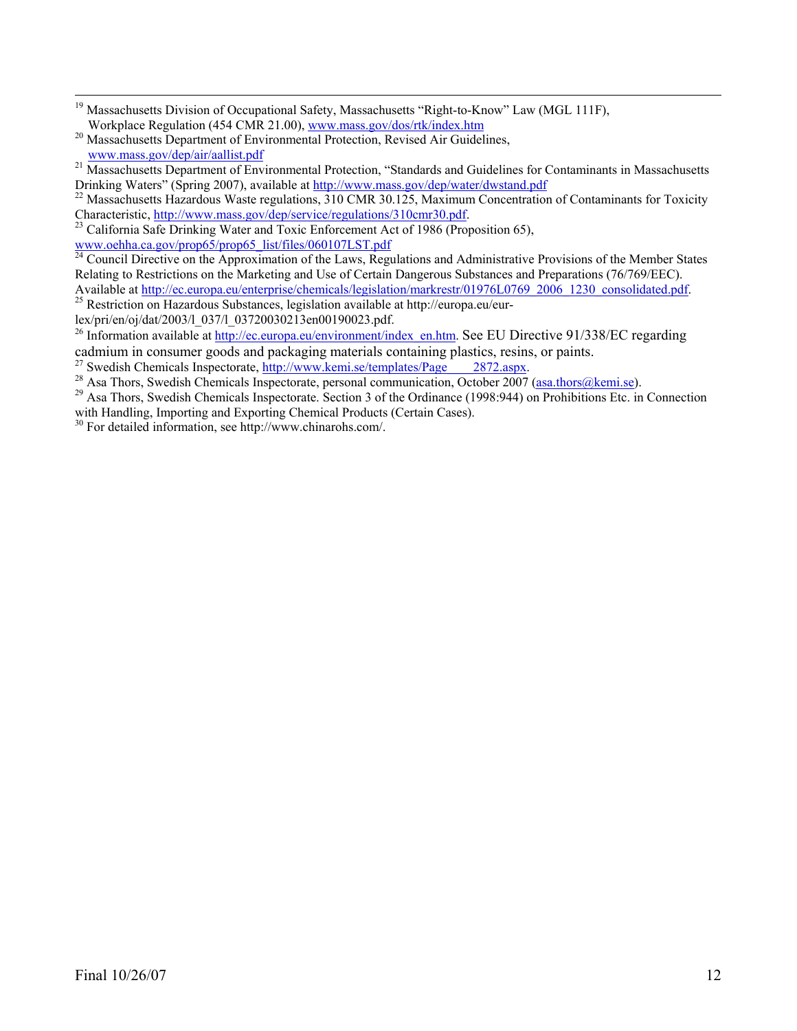[19] Massachusetts Division of Occupational Safety, Massachusetts "Right-to-Know" Law (MGL 111F), Workplace Regulation (454 CMR 21.00), www.mass.gov/dos/rtk/index.htm

[20] Massachusetts Department of Environmental Protection, Revised Air Guidelines, www.mass.gov/dep/air/aallist.pdf

[21] Massachusetts Department of Environmental Protection, "Standards and Guidelines for Contaminants in Massachusetts Drinking Waters" (Spring 2007), available at http://www.mass.gov/dep/water/dwstand.pdf

[22] Massachusetts Hazardous Waste regulations, 310 CMR 30.125, Maximum Concentration of Contaminants for Toxicity Characteristic, http://www.mass.gov/dep/service/regulations/310cmr30.pdf.

[23] California Safe Drinking Water and Toxic Enforcement Act of 1986 (Proposition 65), www.oehha.ca.gov/prop65/prop65_list/files/060107LST.pdf

[24] Council Directive on the Approximation of the Laws, Regulations and Administrative Provisions of the Member States Relating to Restrictions on the Marketing and Use of Certain Dangerous Substances and Preparations (76/769/EEC). Available at http://ec.europa.eu/enterprise/chemicals/legislation/markrestr/01976L0769_2006_1230_consolidated.pdf.

[25] Restriction on Hazardous Substances, legislation available at http://europa.eu/eur-lex/pri/en/oj/dat/2003/l_037/l_03720030213en00190023.pdf.

[26] Information available at http://ec.europa.eu/environment/index_en.htm. See EU Directive 91/338/EC regarding cadmium in consumer goods and packaging materials containing plastics, resins, or paints.

[27] Swedish Chemicals Inspectorate, http://www.kemi.se/templates/Page____2872.aspx.

[28] Asa Thors, Swedish Chemicals Inspectorate, personal communication, October 2007 (asa.thors@kemi.se).

[29] Asa Thors, Swedish Chemicals Inspectorate. Section 3 of the Ordinance (1998:944) on Prohibitions Etc. in Connection with Handling, Importing and Exporting Chemical Products (Certain Cases).

[30] For detailed information, see http://www.chinarohs.com/.

Final 10/26/07